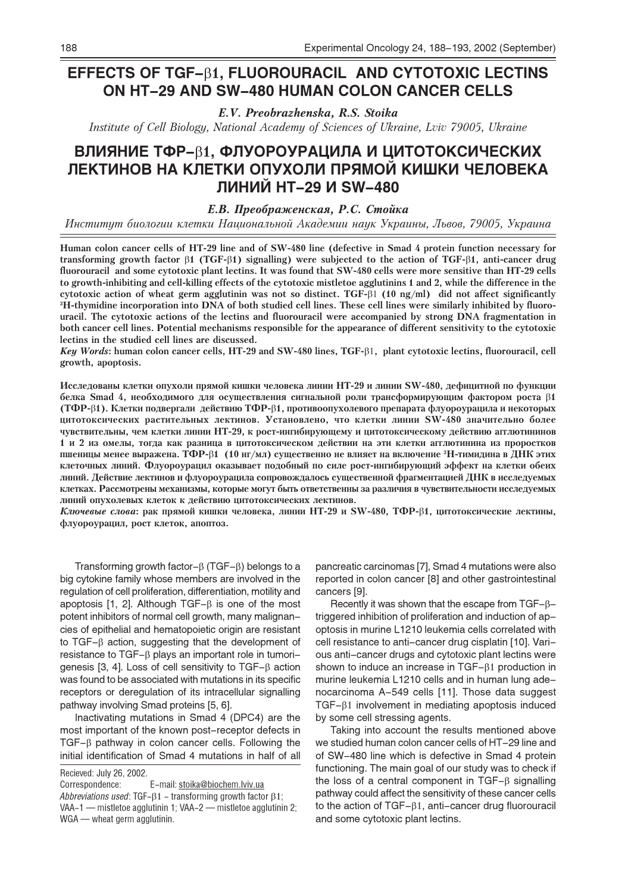# EFFECTS OF TGF-β1, FLUOROURACIL AND CYTOTOXIC LECTINS ON HT-29 AND SW-480 HUMAN COLON CANCER CELLS

*E.V. Preobrazhenska, R.S. Stoika*

*Institute of Cell Biology, National Academy of Sciences of Ukraine, Lviv 79005, Ukraine*

# ВЛИЯНИЕ ТФР-β1, ФЛУОРОУРАЦИЛА И ЦИТОТОКСИЧЕСКИХ ЛЕКТИНОВ НА КЛЕТКИ ОПУХОЛИ ПРЯМОЙ КИШКИ ЧЕЛОВЕКА ЛИНИЙ НТ-29 И SW-480

*Е.В. Преображенская, Р.С. Стойка*

*Институт биологии клетки Национальной Академии наук Украины, Львов, 79005, Украина*

**Human colon cancer cells of HT-29 line and of SW-480 line (defective in Smad 4 protein function necessary for transforming growth factor β1 (TGF-β1) signalling) were subjected to the action of TGF-β1, anti-cancer drug fluorouracil and some cytotoxic plant lectins. It was found that SW-480 cells were more sensitive than HT-29 cells to growth-inhibiting and cell-killing effects of the cytotoxic mistletoe agglutinins 1 and 2, while the difference in the cytotoxic action of wheat germ agglutinin was not so distinct. TGF-β1 (10 ng/ml) did not affect significantly $^3$H-thymidine incorporation into DNA of both studied cell lines. These cell lines were similarly inhibited by fluorouracil. The cytotoxic actions of the lectins and fluorouracil were accompanied by strong DNA fragmentation in both cancer cell lines. Potential mechanisms responsible for the appearance of different sensitivity to the cytotoxic lectins in the studied cell lines are discussed.**

***Key Words*: human colon cancer cells, HT-29 and SW-480 lines, TGF-β1, plant cytotoxic lectins, fluorouracil, cell growth, apoptosis.**

**Исследованы клетки опухоли прямой кишки человека линии НТ-29 и линии SW-480, дефицитной по функции белка Smad 4, необходимого для осуществления сигнальной роли трансформирующим фактором роста β1 (ТФР-β1). Клетки подвергали действию ТФР-β1, противоопухолевого препарата флуороурацила и некоторых цитотоксических растительных лектинов. Установлено, что клетки линии SW-480 значительно более чувствительны, чем клетки линии НТ-29, к рост-ингибирующему и цитотоксическому действию агглютининов 1 и 2 из омелы, тогда как разница в цитотоксическом действии на эти клетки агглютинина из проростков пшеницы менее выражена. ТФР-β1 (10 нг/мл) существенно не влияет на включение $^3$Н-тимидина в ДНК этих клеточных линий. Флуороурацил оказывает подобный по силе рост-ингибирующий эффект на клетки обеих линий. Действие лектинов и флуороурацила сопровождалось существенной фрагментацией ДНК в исследуемых клетках. Рассмотрены механизмы, которые могут быть ответственны за различия в чувствительности исследуемых линий опухолевых клеток к действию цитотоксических лектинов.**

***Ключевые слова*: рак прямой кишки человека, линии НТ-29 и SW-480, ТФР-β1, цитотоксические лектины, флуороурацил, рост клеток, апоптоз.**

Transforming growth factor-β (TGF-β) belongs to a big cytokine family whose members are involved in the regulation of cell proliferation, differentiation, motility and apoptosis [1, 2]. Although TGF-β is one of the most potent inhibitors of normal cell growth, many malignancies of epithelial and hematopoietic origin are resistant to TGF-β action, suggesting that the development of resistance to TGF-β plays an important role in tumorigenesis [3, 4]. Loss of cell sensitivity to TGF-β action was found to be associated with mutations in its specific receptors or deregulation of its intracellular signalling pathway involving Smad proteins [5, 6].

Inactivating mutations in Smad 4 (DPC4) are the most important of the known post-receptor defects in TGF-β pathway in colon cancer cells. Following the initial identification of Smad 4 mutations in half of all pancreatic carcinomas [7], Smad 4 mutations were also reported in colon cancer [8] and other gastrointestinal cancers [9].

Recently it was shown that the escape from TGF-β-triggered inhibition of proliferation and induction of apoptosis in murine L1210 leukemia cells correlated with cell resistance to anti-cancer drug cisplatin [10]. Various anti-cancer drugs and cytotoxic plant lectins were shown to induce an increase in TGF-β1 production in murine leukemia L1210 cells and in human lung adenocarcinoma A-549 cells [11]. Those data suggest TGF-β1 involvement in mediating apoptosis induced by some cell stressing agents.

Taking into account the results mentioned above we studied human colon cancer cells of HT-29 line and of SW-480 line which is defective in Smad 4 protein functioning. The main goal of our study was to check if the loss of a central component in TGF-β signalling pathway could affect the sensitivity of these cancer cells to the action of TGF-β1, anti-cancer drug fluorouracil and some cytotoxic plant lectins.

Recieved: July 26, 2002.

Correspondence: E-mail: stoika@biochem.lviv.ua

*Abbreviations used*: TGF-β1 – transforming growth factor β1; VAA-1 — mistletoe agglutinin 1; VAA-2 — mistletoe agglutinin 2; WGA — wheat germ agglutinin.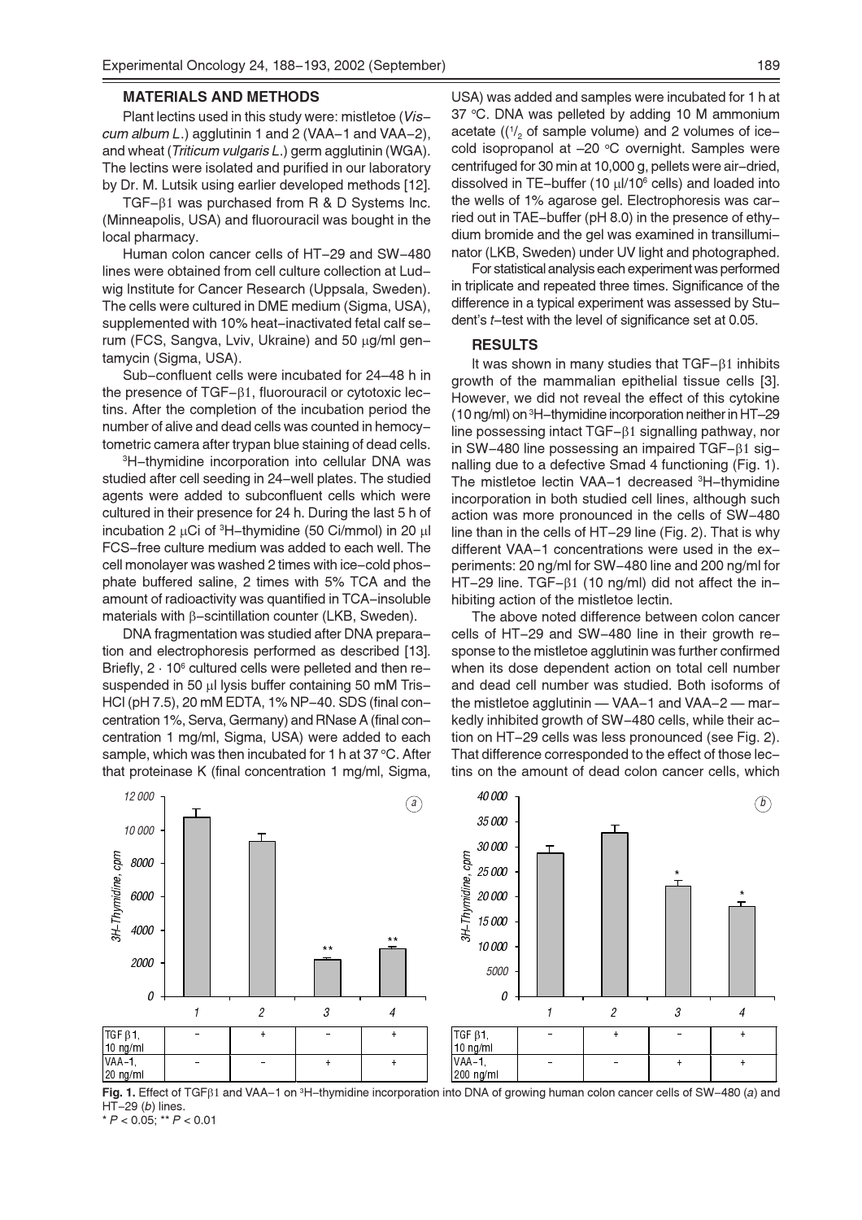## MATERIALS AND METHODS

Plant lectins used in this study were: mistletoe (*Viscum album L.*) agglutinin 1 and 2 (VAA–1 and VAA–2), and wheat (*Triticum vulgaris L.*) germ agglutinin (WGA). The lectins were isolated and purified in our laboratory by Dr. M. Lutsik using earlier developed methods [12].

TGF–β1 was purchased from R & D Systems Inc. (Minneapolis, USA) and fluorouracil was bought in the local pharmacy.

Human colon cancer cells of HT–29 and SW–480 lines were obtained from cell culture collection at Ludwig Institute for Cancer Research (Uppsala, Sweden). The cells were cultured in DME medium (Sigma, USA), supplemented with 10% heat–inactivated fetal calf serum (FCS, Sangva, Lviv, Ukraine) and 50 μg/ml gentamycin (Sigma, USA).

Sub–confluent cells were incubated for 24–48 h in the presence of TGF–β1, fluorouracil or cytotoxic lectins. After the completion of the incubation period the number of alive and dead cells was counted in hemocytometric camera after trypan blue staining of dead cells.

$^3$H–thymidine incorporation into cellular DNA was studied after cell seeding in 24–well plates. The studied agents were added to subconfluent cells which were cultured in their presence for 24 h. During the last 5 h of incubation 2 μCi of $^3$H–thymidine (50 Ci/mmol) in 20 μl FCS–free culture medium was added to each well. The cell monolayer was washed 2 times with ice–cold phosphate buffered saline, 2 times with 5% TCA and the amount of radioactivity was quantified in TCA–insoluble materials with β–scintillation counter (LKB, Sweden).

DNA fragmentation was studied after DNA preparation and electrophoresis performed as described [13]. Briefly, $2 \cdot 10^6$ cultured cells were pelleted and then resuspended in 50 μl lysis buffer containing 50 mM Tris–HCl (pH 7.5), 20 mM EDTA, 1% NP–40. SDS (final concentration 1%, Serva, Germany) and RNase A (final concentration 1 mg/ml, Sigma, USA) were added to each sample, which was then incubated for 1 h at 37 °C. After that proteinase K (final concentration 1 mg/ml, Sigma, USA) was added and samples were incubated for 1 h at 37 °C. DNA was pelleted by adding 10 M ammonium acetate ($^1/_2$ of sample volume) and 2 volumes of ice–cold isopropanol at –20 °C overnight. Samples were centrifuged for 30 min at 10,000 g, pellets were air–dried, dissolved in TE–buffer (10 μl/$10^6$ cells) and loaded into the wells of 1% agarose gel. Electrophoresis was carried out in TAE–buffer (pH 8.0) in the presence of ethydium bromide and the gel was examined in transilluminator (LKB, Sweden) under UV light and photographed.

For statistical analysis each experiment was performed in triplicate and repeated three times. Significance of the difference in a typical experiment was assessed by Student's *t*–test with the level of significance set at 0.05.

## RESULTS

It was shown in many studies that TGF–β1 inhibits growth of the mammalian epithelial tissue cells [3]. However, we did not reveal the effect of this cytokine (10 ng/ml) on $^3$H–thymidine incorporation neither in HT–29 line possessing intact TGF–β1 signalling pathway, nor in SW–480 line possessing an impaired TGF–β1 signalling due to a defective Smad 4 functioning (Fig. 1). The mistletoe lectin VAA–1 decreased $^3$H–thymidine incorporation in both studied cell lines, although such action was more pronounced in the cells of SW–480 line than in the cells of HT–29 line (Fig. 2). That is why different VAA–1 concentrations were used in the experiments: 20 ng/ml for SW–480 line and 200 ng/ml for HT–29 line. TGF–β1 (10 ng/ml) did not affect the inhibiting action of the mistletoe lectin.

The above noted difference between colon cancer cells of HT–29 and SW–480 line in their growth response to the mistletoe agglutinin was further confirmed when its dose dependent action on total cell number and dead cell number was studied. Both isoforms of the mistletoe agglutinin — VAA–1 and VAA–2 — markedly inhibited growth of SW–480 cells, while their action on HT–29 cells was less pronounced (see Fig. 2). That difference corresponded to the effect of those lectins on the amount of dead colon cancer cells, which

(a)

| | 1 | 2 | 3 | 4 |
|---|---|---|---|---|
| TGF β1, 10 ng/ml | – | + | – | + |
| VAA–1, 20 ng/ml | – | – | + | + |

(b)

| | 1 | 2 | 3 | 4 |
|---|---|---|---|---|
| TGF β1, 10 ng/ml | – | + | – | + |
| VAA–1, 200 ng/ml | – | – | + | + |

**Fig. 1.** Effect of TGFβ1 and VAA–1 on $^3$H–thymidine incorporation into DNA of growing human colon cancer cells of SW–480 (*a*) and HT–29 (*b*) lines.
* $P < 0.05$; ** $P < 0.01$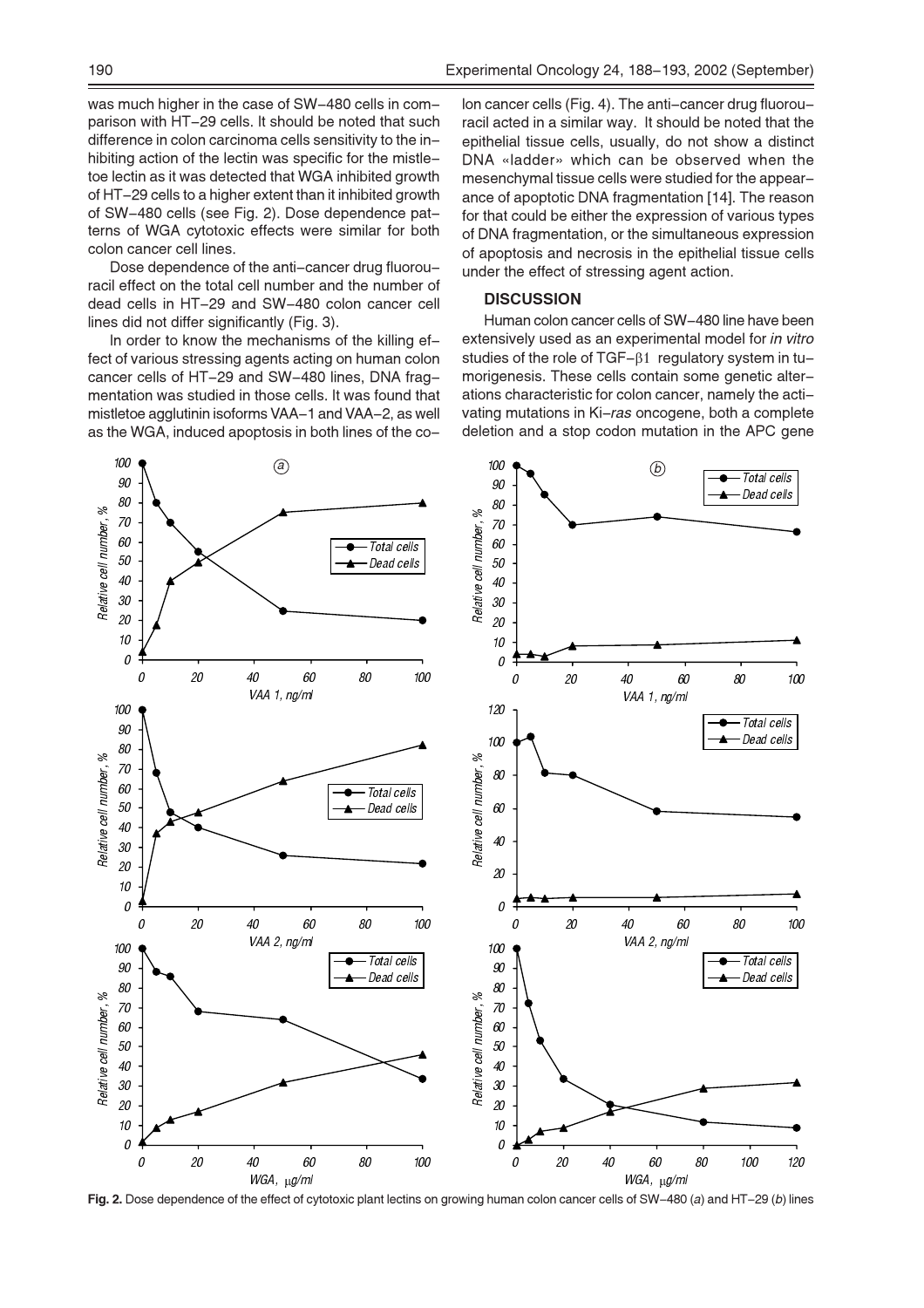was much higher in the case of SW–480 cells in comparison with HT–29 cells. It should be noted that such difference in colon carcinoma cells sensitivity to the inhibiting action of the lectin was specific for the mistletoe lectin as it was detected that WGA inhibited growth of HT–29 cells to a higher extent than it inhibited growth of SW–480 cells (see Fig. 2). Dose dependence patterns of WGA cytotoxic effects were similar for both colon cancer cell lines.

Dose dependence of the anti–cancer drug fluorouracil effect on the total cell number and the number of dead cells in HT–29 and SW–480 colon cancer cell lines did not differ significantly (Fig. 3).

In order to know the mechanisms of the killing effect of various stressing agents acting on human colon cancer cells of HT–29 and SW–480 lines, DNA fragmentation was studied in those cells. It was found that mistletoe agglutinin isoforms VAA–1 and VAA–2, as well as the WGA, induced apoptosis in both lines of the colon cancer cells (Fig. 4). The anti–cancer drug fluorouracil acted in a similar way. It should be noted that the epithelial tissue cells, usually, do not show a distinct DNA «ladder» which can be observed when the mesenchymal tissue cells were studied for the appearance of apoptotic DNA fragmentation [14]. The reason for that could be either the expression of various types of DNA fragmentation, or the simultaneous expression of apoptosis and necrosis in the epithelial tissue cells under the effect of stressing agent action.

## DISCUSSION

Human colon cancer cells of SW–480 line have been extensively used as an experimental model for *in vitro* studies of the role of TGF–$\beta$1 regulatory system in tumorigenesis. These cells contain some genetic alterations characteristic for colon cancer, namely the activating mutations in Ki–*ras* oncogene, both a complete deletion and a stop codon mutation in the APC gene

**Fig. 2.** Dose dependence of the effect of cytotoxic plant lectins on growing human colon cancer cells of SW–480 (*a*) and HT–29 (*b*) lines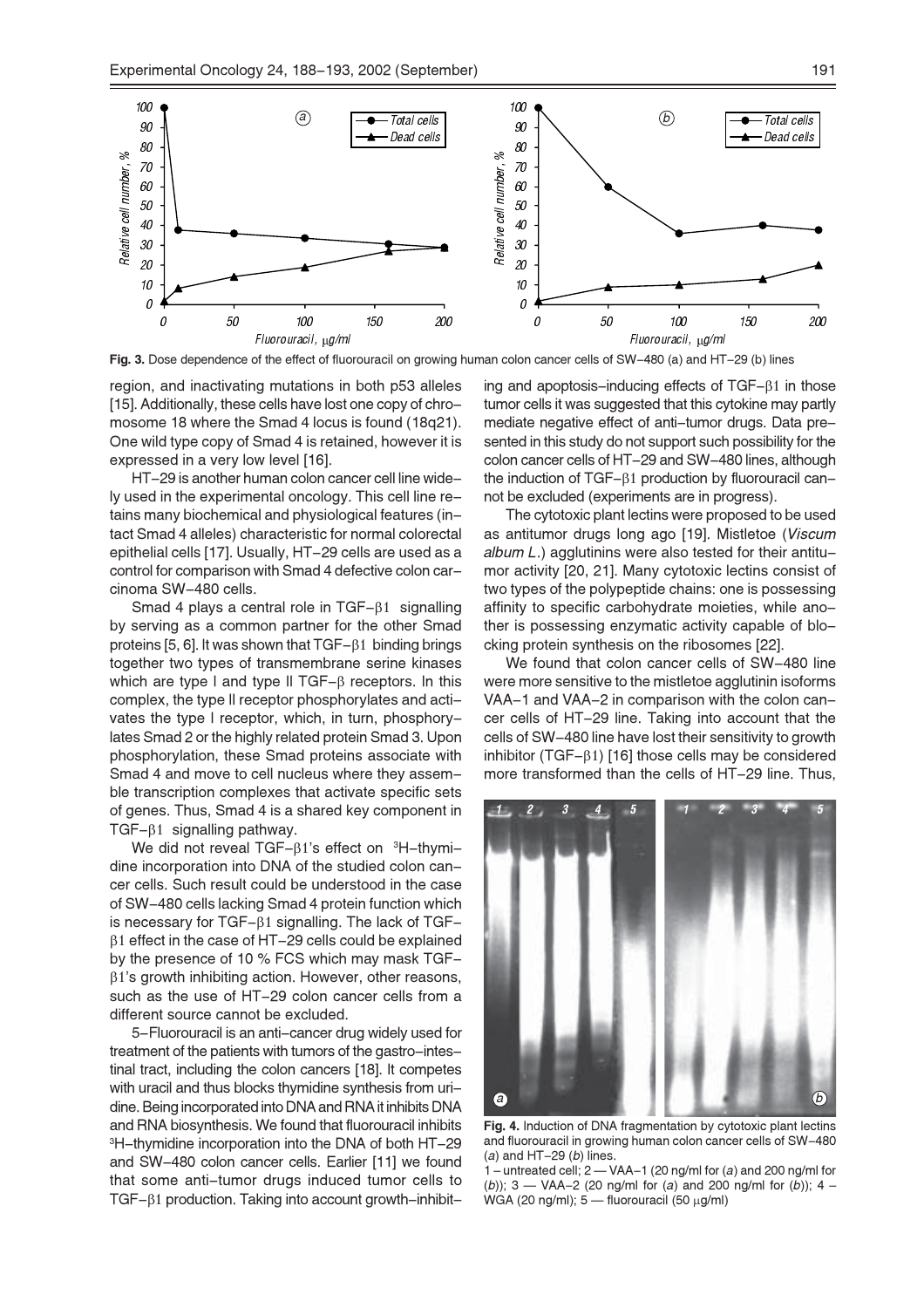**Fig. 3.** Dose dependence of the effect of fluorouracil on growing human colon cancer cells of SW–480 (a) and HT–29 (b) lines

region, and inactivating mutations in both p53 alleles [15]. Additionally, these cells have lost one copy of chromosome 18 where the Smad 4 locus is found (18q21). One wild type copy of Smad 4 is retained, however it is expressed in a very low level [16].

HT–29 is another human colon cancer cell line widely used in the experimental oncology. This cell line retains many biochemical and physiological features (intact Smad 4 alleles) characteristic for normal colorectal epithelial cells [17]. Usually, HT–29 cells are used as a control for comparison with Smad 4 defective colon carcinoma SW–480 cells.

Smad 4 plays a central role in TGF–β1 signalling by serving as a common partner for the other Smad proteins [5, 6]. It was shown that TGF–β1 binding brings together two types of transmembrane serine kinases which are type I and type II TGF–β receptors. In this complex, the type II receptor phosphorylates and activates the type I receptor, which, in turn, phosphorylates Smad 2 or the highly related protein Smad 3. Upon phosphorylation, these Smad proteins associate with Smad 4 and move to cell nucleus where they assemble transcription complexes that activate specific sets of genes. Thus, Smad 4 is a shared key component in TGF–β1 signalling pathway.

We did not reveal TGF–β1's effect on $^3$H–thymidine incorporation into DNA of the studied colon cancer cells. Such result could be understood in the case of SW–480 cells lacking Smad 4 protein function which is necessary for TGF–β1 signalling. The lack of TGF–β1 effect in the case of HT–29 cells could be explained by the presence of 10 % FCS which may mask TGF–β1's growth inhibiting action. However, other reasons, such as the use of HT–29 colon cancer cells from a different source cannot be excluded.

5–Fluorouracil is an anti–cancer drug widely used for treatment of the patients with tumors of the gastro–intestinal tract, including the colon cancers [18]. It competes with uracil and thus blocks thymidine synthesis from uridine. Being incorporated into DNA and RNA it inhibits DNA and RNA biosynthesis. We found that fluorouracil inhibits $^3$H–thymidine incorporation into the DNA of both HT–29 and SW–480 colon cancer cells. Earlier [11] we found that some anti–tumor drugs induced tumor cells to TGF–β1 production. Taking into account growth–inhibiting and apoptosis–inducing effects of TGF–β1 in those tumor cells it was suggested that this cytokine may partly mediate negative effect of anti–tumor drugs. Data presented in this study do not support such possibility for the colon cancer cells of HT–29 and SW–480 lines, although the induction of TGF–β1 production by fluorouracil cannot be excluded (experiments are in progress).

The cytotoxic plant lectins were proposed to be used as antitumor drugs long ago [19]. Mistletoe (*Viscum album L.*) agglutinins were also tested for their antitumor activity [20, 21]. Many cytotoxic lectins consist of two types of the polypeptide chains: one is possessing affinity to specific carbohydrate moieties, while another is possessing enzymatic activity capable of blocking protein synthesis on the ribosomes [22].

We found that colon cancer cells of SW–480 line were more sensitive to the mistletoe agglutinin isoforms VAA–1 and VAA–2 in comparison with the colon cancer cells of HT–29 line. Taking into account that the cells of SW–480 line have lost their sensitivity to growth inhibitor (TGF–β1) [16] those cells may be considered more transformed than the cells of HT–29 line. Thus,

**Fig. 4.** Induction of DNA fragmentation by cytotoxic plant lectins and fluorouracil in growing human colon cancer cells of SW–480 (*a*) and HT–29 (*b*) lines.
1 – untreated cell; 2 — VAA–1 (20 ng/ml for (*a*) and 200 ng/ml for (*b*)); 3 — VAA–2 (20 ng/ml for (*a*) and 200 ng/ml for (*b*)); 4 – WGA (20 ng/ml); 5 — fluorouracil (50 μg/ml)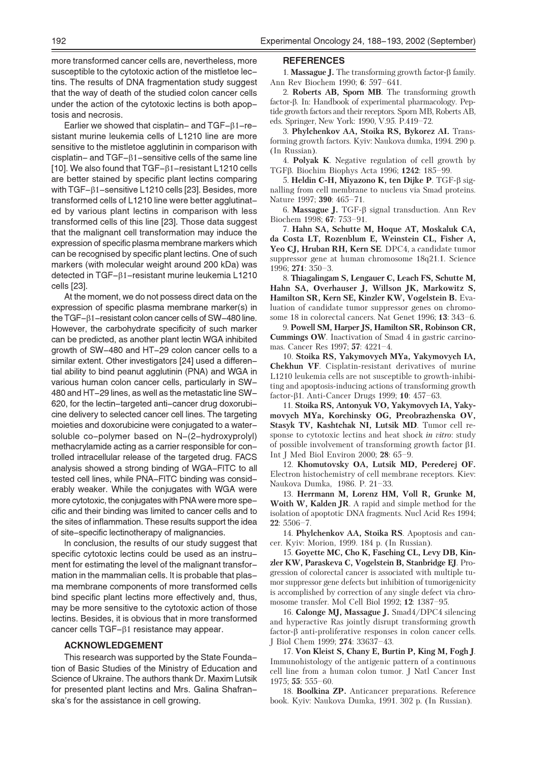more transformed cancer cells are, nevertheless, more susceptible to the cytotoxic action of the mistletoe lectins. The results of DNA fragmentation study suggest that the way of death of the studied colon cancer cells under the action of the cytotoxic lectins is both apoptosis and necrosis.

Earlier we showed that cisplatin– and TGF–β1–resistant murine leukemia cells of L1210 line are more sensitive to the mistletoe agglutinin in comparison with cisplatin– and TGF–β1–sensitive cells of the same line [10]. We also found that TGF–β1–resistant L1210 cells are better stained by specific plant lectins comparing with TGF–β1–sensitive L1210 cells [23]. Besides, more transformed cells of L1210 line were better agglutinated by various plant lectins in comparison with less transformed cells of this line [23]. Those data suggest that the malignant cell transformation may induce the expression of specific plasma membrane markers which can be recognised by specific plant lectins. One of such markers (with molecular weight around 200 kDa) was detected in TGF–β1–resistant murine leukemia L1210 cells [23].

At the moment, we do not possess direct data on the expression of specific plasma membrane marker(s) in the TGF–β1–resistant colon cancer cells of SW–480 line. However, the carbohydrate specificity of such marker can be predicted, as another plant lectin WGA inhibited growth of SW–480 and HT–29 colon cancer cells to a similar extent. Other investigators [24] used a differential ability to bind peanut agglutinin (PNA) and WGA in various human colon cancer cells, particularly in SW–480 and HT–29 lines, as well as the metastatic line SW–620, for the lectin–targeted anti–cancer drug doxorubicine delivery to selected cancer cell lines. The targeting moieties and doxorubicine were conjugated to a water-soluble co–polymer based on N–(2–hydroxyprolyl) methacrylamide acting as a carrier responsible for controlled intracellular release of the targeted drug. FACS analysis showed a strong binding of WGA–FITC to all tested cell lines, while PNA–FITC binding was considerably weaker. While the conjugates with WGA were more cytotoxic, the conjugates with PNA were more specific and their binding was limited to cancer cells and to the sites of inflammation. These results support the idea of site–specific lectinotherapy of malignancies.

In conclusion, the results of our study suggest that specific cytotoxic lectins could be used as an instrument for estimating the level of the malignant transformation in the mammalian cells. It is probable that plasma membrane components of more transformed cells bind specific plant lectins more effectively and, thus, may be more sensitive to the cytotoxic action of those lectins. Besides, it is obvious that in more transformed cancer cells TGF–β1 resistance may appear.

## ACKNOWLEDGEMENT

This research was supported by the State Foundation of Basic Studies of the Ministry of Education and Science of Ukraine. The authors thank Dr. Maxim Lutsik for presented plant lectins and Mrs. Galina Shafranska's for the assistance in cell growing.

## REFERENCES

1. **Massague J.** The transforming growth factor-β family. Ann Rev Biochem 1990; **6**: 597–641.

2. **Roberts AB, Sporn MB**. The transforming growth factor-β. In: Handbook of experimental pharmacology. Peptide growth factors and their receptors. Sporn MB, Roberts AB, eds. Springer, New York: 1990, V.95. P.419–72.

3. **Phylchenkov AA, Stoika RS, Bykorez AI.** Transforming growth factors. Kyiv: Naukova dumka, 1994. 290 p. (In Russian).

4. **Polyak K**. Negative regulation of cell growth by TGFβ. Biochim Biophys Acta 1996; **1242**: 185–99.

5. **Heldin C-H, Miyazono K, ten Dijke P**. TGF-β signalling from cell membrane to nucleus via Smad proteins. Nature 1997; **390**: 465–71.

6. **Massague J.** TGF-β signal transduction. Ann Rev Biochem 1998; **67**: 753–91.

7. **Hahn SA, Schutte M, Hoque AT, Moskaluk CA, da Costa LT, Rozenblum E, Weinstein CL, Fisher A, Yeo CJ, Hruban RH, Kern SE**. DPC4, a candidate tumor suppressor gene at human chromosome 18q21.1. Science 1996; **271**: 350–3.

8. **Thiagalingam S, Lengauer C, Leach FS, Schutte M, Hahn SA, Overhauser J, Willson JK, Markowitz S, Hamilton SR, Kern SE, Kinzler KW, Vogelstein B.** Evaluation of candidate tumor suppressor genes on chromosome 18 in colorectal cancers. Nat Genet 1996; **13**: 343–6.

9. **Powell SM, Harper JS, Hamilton SR, Robinson CR, Cummings OW**. Inactivation of Smad 4 in gastric carcinomas. Cancer Res 1997; **57**: 4221–4.

10. **Stoika RS, Yakymovych MYa, Yakymovych IA, Chekhun VF**. Cisplatin-resistant derivatives of murine L1210 leukemia cells are not susceptible to growth-inhibiting and apoptosis-inducing actions of transforming growth factor-β1. Anti-Cancer Drugs 1999; **10**: 457–63.

11. **Stoika RS, Antonyuk VO, Yakymovych IA, Yakymovych MYa, Korchinsky OG, Preobrazhenska OV, Stasyk TV, Kashtchak NI, Lutsik MD**. Tumor cell response to cytotoxic lectins and heat shock *in vitro*: study of possible involvement of transforming growth factor β1. Int J Med Biol Environ 2000; **28**: 65–9.

12. **Khomutovsky OA, Lutsik MD, Perederej OF.** Electron histochemistry of cell membrane receptors. Kiev: Naukova Dumka, 1986. P. 21–33.

13. **Herrmann M, Lorenz HM, Voll R, Grunke M, Woith W, Kalden JR**. A rapid and simple method for the isolation of apoptotic DNA fragments. Nucl Acid Res 1994; **22**: 5506–7.

14. **Phylchenkov AA, Stoika RS**. Apoptosis and cancer. Kyiv: Morion, 1999. 184 p. (In Russian).

15. **Goyette MC, Cho K, Fasching CL, Levy DB, Kinzler KW, Paraskeva C, Vogelstein B, Stanbridge EJ**. Progression of colorectal cancer is associated with multiple tumor suppressor gene defects but inhibition of tumorigenicity is accomplished by correction of any single defect via chromosome transfer. Mol Cell Biol 1992; **12**: 1387–95.

16. **Calonge MJ, Massague J.** Smad4/DPC4 silencing and hyperactive Ras jointly disrupt transforming growth factor-β anti-proliferative responses in colon cancer cells. J Biol Chem 1999; **274**: 33637–43.

17. **Von Kleist S, Chany E, Burtin P, King M, Fogh J**. Immunohistology of the antigenic pattern of a continuous cell line from a human colon tumor. J Natl Cancer Inst 1975; **55**: 555–60.

18. **Boolkina ZP.** Anticancer preparations. Reference book. Kyiv: Naukova Dumka, 1991. 302 p. (In Russian).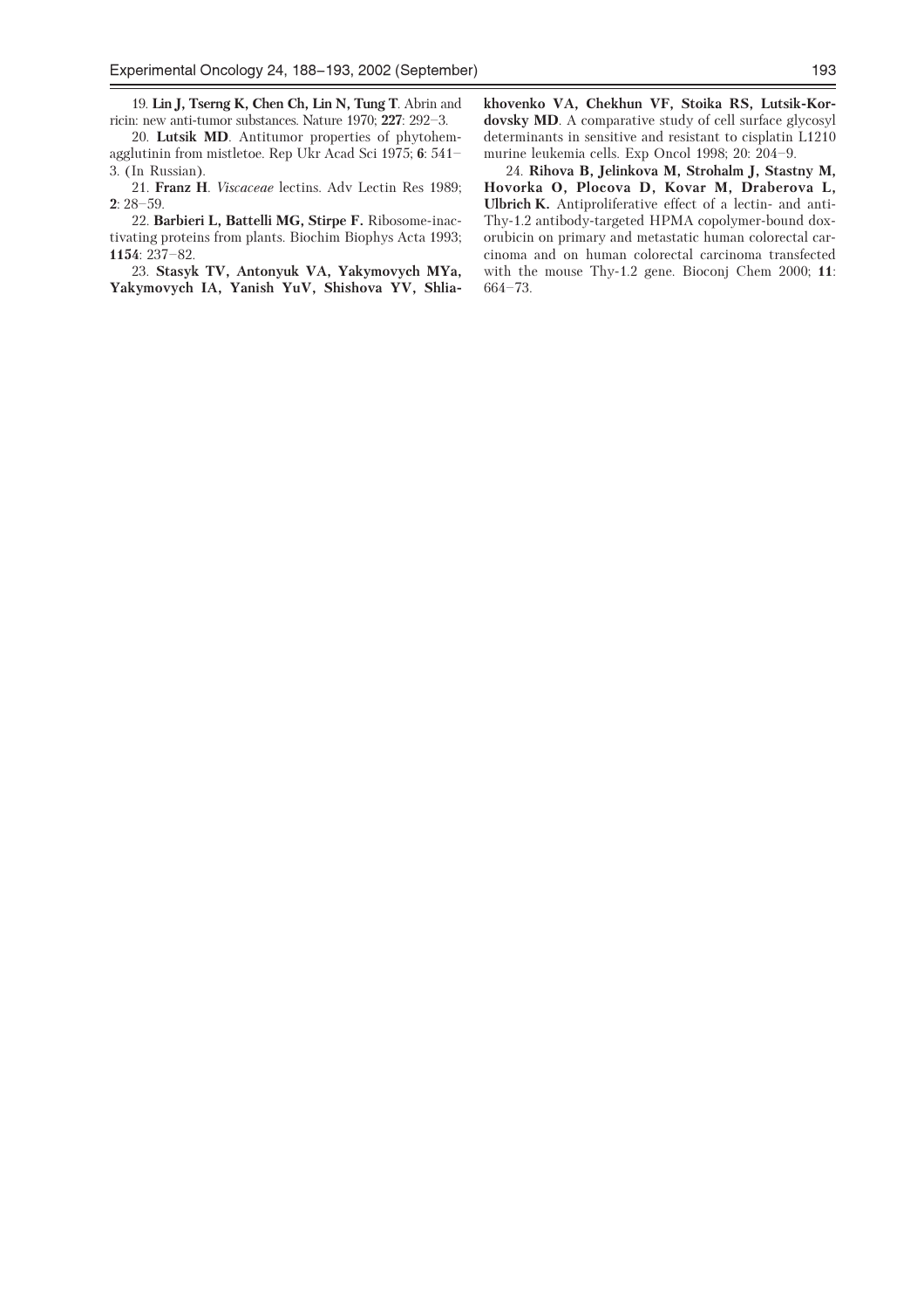19. **Lin J, Tserng K, Chen Ch, Lin N, Tung T**. Abrin and ricin: new anti-tumor substances. Nature 1970; **227**: 292–3.

20. **Lutsik MD**. Antitumor properties of phytohemagglutinin from mistletoe. Rep Ukr Acad Sci 1975; **6**: 541–3. (In Russian).

21. **Franz H**. *Viscaceae* lectins. Adv Lectin Res 1989; **2**: 28–59.

22. **Barbieri L, Battelli MG, Stirpe F.** Ribosome-inactivating proteins from plants. Biochim Biophys Acta 1993; **1154**: 237–82.

23. **Stasyk TV, Antonyuk VA, Yakymovych MYa, Yakymovych IA, Yanish YuV, Shishova YV, Shliakhovenko VA, Chekhun VF, Stoika RS, Lutsik-Kordovsky MD**. A comparative study of cell surface glycosyl determinants in sensitive and resistant to cisplatin L1210 murine leukemia cells. Exp Oncol 1998; 20: 204–9.

24. **Rihova B, Jelinkova M, Strohalm J, Stastny M, Hovorka O, Plocova D, Kovar M, Draberova L, Ulbrich K.** Antiproliferative effect of a lectin- and anti-Thy-1.2 antibody-targeted HPMA copolymer-bound doxorubicin on primary and metastatic human colorectal carcinoma and on human colorectal carcinoma transfected with the mouse Thy-1.2 gene. Bioconj Chem 2000; **11**: 664–73.